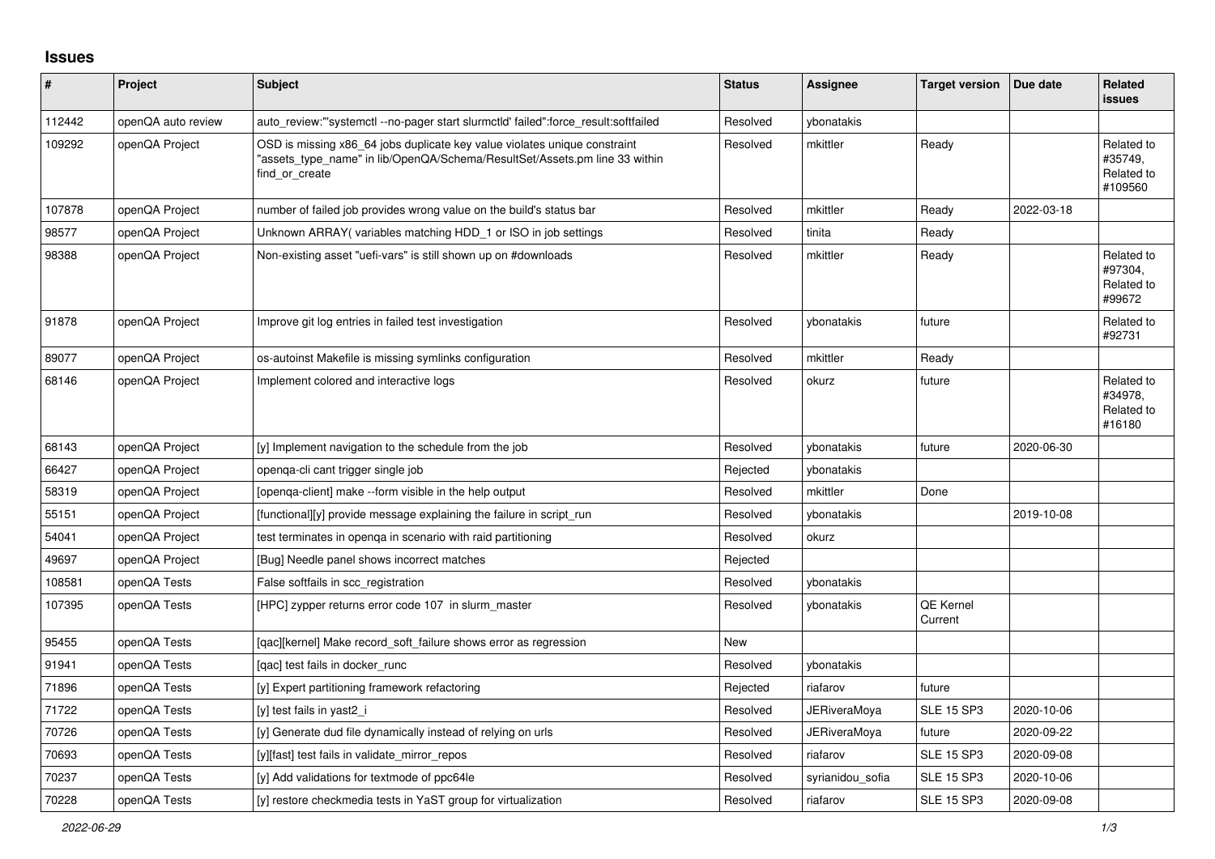## Issues

| # | Project | Subject | Status | Assignee | Target version | Due date | Related issues |
|---|---|---|---|---|---|---|---|
| 112442 | openQA auto review | auto_review:"'systemctl --no-pager start slurmctld' failed":force_result:softfailed | Resolved | ybonatakis | | | |
| 109292 | openQA Project | OSD is missing x86_64 jobs duplicate key value violates unique constraint "assets_type_name" in lib/OpenQA/Schema/ResultSet/Assets.pm line 33 within find_or_create | Resolved | mkittler | Ready | | Related to #35749, Related to #109560 |
| 107878 | openQA Project | number of failed job provides wrong value on the build's status bar | Resolved | mkittler | Ready | 2022-03-18 | |
| 98577 | openQA Project | Unknown ARRAY( variables matching HDD_1 or ISO in job settings | Resolved | tinita | Ready | | |
| 98388 | openQA Project | Non-existing asset "uefi-vars" is still shown up on #downloads | Resolved | mkittler | Ready | | Related to #97304, Related to #99672 |
| 91878 | openQA Project | Improve git log entries in failed test investigation | Resolved | ybonatakis | future | | Related to #92731 |
| 89077 | openQA Project | os-autoinst Makefile is missing symlinks configuration | Resolved | mkittler | Ready | | |
| 68146 | openQA Project | Implement colored and interactive logs | Resolved | okurz | future | | Related to #34978, Related to #16180 |
| 68143 | openQA Project | [y] Implement navigation to the schedule from the job | Resolved | ybonatakis | future | 2020-06-30 | |
| 66427 | openQA Project | openqa-cli cant trigger single job | Rejected | ybonatakis | | | |
| 58319 | openQA Project | [openqa-client] make --form visible in the help output | Resolved | mkittler | Done | | |
| 55151 | openQA Project | [functional][y] provide message explaining the failure in script_run | Resolved | ybonatakis | | 2019-10-08 | |
| 54041 | openQA Project | test terminates in openqa in scenario with raid partitioning | Resolved | okurz | | | |
| 49697 | openQA Project | [Bug] Needle panel shows incorrect matches | Rejected | | | | |
| 108581 | openQA Tests | False softfails in scc_registration | Resolved | ybonatakis | | | |
| 107395 | openQA Tests | [HPC] zypper returns error code 107 in slurm_master | Resolved | ybonatakis | QE Kernel Current | | |
| 95455 | openQA Tests | [qac][kernel] Make record_soft_failure shows error as regression | New | | | | |
| 91941 | openQA Tests | [qac] test fails in docker_runc | Resolved | ybonatakis | | | |
| 71896 | openQA Tests | [y] Expert partitioning framework refactoring | Rejected | riafarov | future | | |
| 71722 | openQA Tests | [y] test fails in yast2_i | Resolved | JERiveraMoya | SLE 15 SP3 | 2020-10-06 | |
| 70726 | openQA Tests | [y] Generate dud file dynamically instead of relying on urls | Resolved | JERiveraMoya | future | 2020-09-22 | |
| 70693 | openQA Tests | [y][fast] test fails in validate_mirror_repos | Resolved | riafarov | SLE 15 SP3 | 2020-09-08 | |
| 70237 | openQA Tests | [y] Add validations for textmode of ppc64le | Resolved | syrianidou_sofia | SLE 15 SP3 | 2020-10-06 | |
| 70228 | openQA Tests | [y] restore checkmedia tests in YaST group for virtualization | Resolved | riafarov | SLE 15 SP3 | 2020-09-08 | |

*2022-06-29*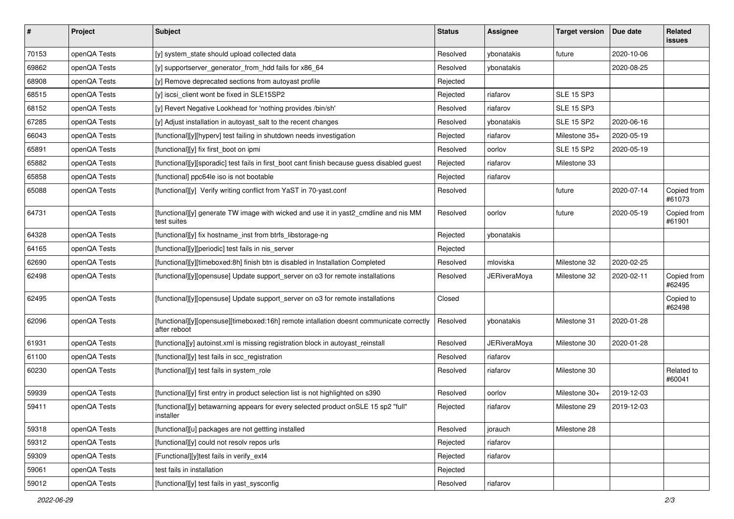| # | Project | Subject | Status | Assignee | Target version | Due date | Related issues |
|---|---|---|---|---|---|---|---|
| 70153 | openQA Tests | [y] system_state should upload collected data | Resolved | ybonatakis | future | 2020-10-06 | |
| 69862 | openQA Tests | [y] supportserver_generator_from_hdd fails for x86_64 | Resolved | ybonatakis | | 2020-08-25 | |
| 68908 | openQA Tests | [y] Remove deprecated sections from autoyast profile | Rejected | | | | |
| 68515 | openQA Tests | [y] iscsi_client wont be fixed in SLE15SP2 | Rejected | riafarov | SLE 15 SP3 | | |
| 68152 | openQA Tests | [y] Revert Negative Lookhead for 'nothing provides /bin/sh' | Resolved | riafarov | SLE 15 SP3 | | |
| 67285 | openQA Tests | [y] Adjust installation in autoyast_salt to the recent changes | Resolved | ybonatakis | SLE 15 SP2 | 2020-06-16 | |
| 66043 | openQA Tests | [functional][y][hyperv] test failing in shutdown needs investigation | Rejected | riafarov | Milestone 35+ | 2020-05-19 | |
| 65891 | openQA Tests | [functional][y] fix first_boot on ipmi | Resolved | oorlov | SLE 15 SP2 | 2020-05-19 | |
| 65882 | openQA Tests | [functional][y][sporadic] test fails in first_boot cant finish because guess disabled guest | Rejected | riafarov | Milestone 33 | | |
| 65858 | openQA Tests | [functional] ppc64le iso is not bootable | Rejected | riafarov | | | |
| 65088 | openQA Tests | [functional][y] Verify writing conflict from YaST in 70-yast.conf | Resolved | | future | 2020-07-14 | Copied from #61073 |
| 64731 | openQA Tests | [functional][y] generate TW image with wicked and use it in yast2_cmdline and nis MM test suites | Resolved | oorlov | future | 2020-05-19 | Copied from #61901 |
| 64328 | openQA Tests | [functional][y] fix hostname_inst from btrfs_libstorage-ng | Rejected | ybonatakis | | | |
| 64165 | openQA Tests | [functional][y][periodic] test fails in nis_server | Rejected | | | | |
| 62690 | openQA Tests | [functional][y][timeboxed:8h] finish btn is disabled in Installation Completed | Resolved | mloviska | Milestone 32 | 2020-02-25 | |
| 62498 | openQA Tests | [functional][y][opensuse] Update support_server on o3 for remote installations | Resolved | JERiveraMoya | Milestone 32 | 2020-02-11 | Copied from #62495 |
| 62495 | openQA Tests | [functional][y][opensuse] Update support_server on o3 for remote installations | Closed | | | | Copied to #62498 |
| 62096 | openQA Tests | [functional][y][opensuse][timeboxed:16h] remote intallation doesnt communicate correctly after reboot | Resolved | ybonatakis | Milestone 31 | 2020-01-28 | |
| 61931 | openQA Tests | [functiona][y] autoinst.xml is missing registration block in autoyast_reinstall | Resolved | JERiveraMoya | Milestone 30 | 2020-01-28 | |
| 61100 | openQA Tests | [functional][y] test fails in scc_registration | Resolved | riafarov | | | |
| 60230 | openQA Tests | [functional][y] test fails in system_role | Resolved | riafarov | Milestone 30 | | Related to #60041 |
| 59939 | openQA Tests | [functional][y] first entry in product selection list is not highlighted on s390 | Resolved | oorlov | Milestone 30+ | 2019-12-03 | |
| 59411 | openQA Tests | [functional][y] betawarning appears for every selected product onSLE 15 sp2 "full" installer | Rejected | riafarov | Milestone 29 | 2019-12-03 | |
| 59318 | openQA Tests | [functional][u] packages are not gettting installed | Resolved | jorauch | Milestone 28 | | |
| 59312 | openQA Tests | [functional][y] could not resolv repos urls | Rejected | riafarov | | | |
| 59309 | openQA Tests | [Functional][y]test fails in verify_ext4 | Rejected | riafarov | | | |
| 59061 | openQA Tests | test fails in installation | Rejected | | | | |
| 59012 | openQA Tests | [functional][y] test fails in yast_sysconfig | Resolved | riafarov | | | |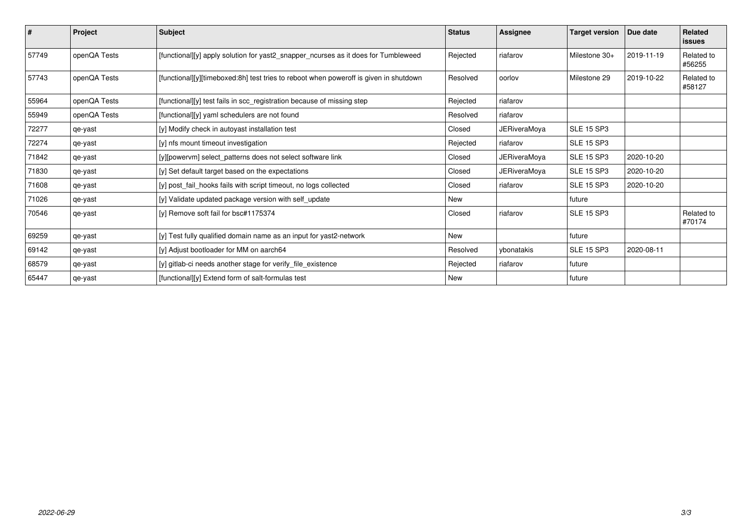| # | Project | Subject | Status | Assignee | Target version | Due date | Related issues |
|---|---|---|---|---|---|---|---|
| 57749 | openQA Tests | [functional][y] apply solution for yast2_snapper_ncurses as it does for Tumbleweed | Rejected | riafarov | Milestone 30+ | 2019-11-19 | Related to #56255 |
| 57743 | openQA Tests | [functional][y][timeboxed:8h] test tries to reboot when poweroff is given in shutdown | Resolved | oorlov | Milestone 29 | 2019-10-22 | Related to #58127 |
| 55964 | openQA Tests | [functional][y] test fails in scc_registration because of missing step | Rejected | riafarov | | | |
| 55949 | openQA Tests | [functional][y] yaml schedulers are not found | Resolved | riafarov | | | |
| 72277 | qe-yast | [y] Modify check in autoyast installation test | Closed | JERiveraMoya | SLE 15 SP3 | | |
| 72274 | qe-yast | [y] nfs mount timeout investigation | Rejected | riafarov | SLE 15 SP3 | | |
| 71842 | qe-yast | [y][powervm] select_patterns does not select software link | Closed | JERiveraMoya | SLE 15 SP3 | 2020-10-20 | |
| 71830 | qe-yast | [y] Set default target based on the expectations | Closed | JERiveraMoya | SLE 15 SP3 | 2020-10-20 | |
| 71608 | qe-yast | [y] post_fail_hooks fails with script timeout, no logs collected | Closed | riafarov | SLE 15 SP3 | 2020-10-20 | |
| 71026 | qe-yast | [y] Validate updated package version with self_update | New | | future | | |
| 70546 | qe-yast | [y] Remove soft fail for bsc#1175374 | Closed | riafarov | SLE 15 SP3 | | Related to #70174 |
| 69259 | qe-yast | [y] Test fully qualified domain name as an input for yast2-network | New | | future | | |
| 69142 | qe-yast | [y] Adjust bootloader for MM on aarch64 | Resolved | ybonatakis | SLE 15 SP3 | 2020-08-11 | |
| 68579 | qe-yast | [y] gitlab-ci needs another stage for verify_file_existence | Rejected | riafarov | future | | |
| 65447 | qe-yast | [functional][y] Extend form of salt-formulas test | New | | future | | |